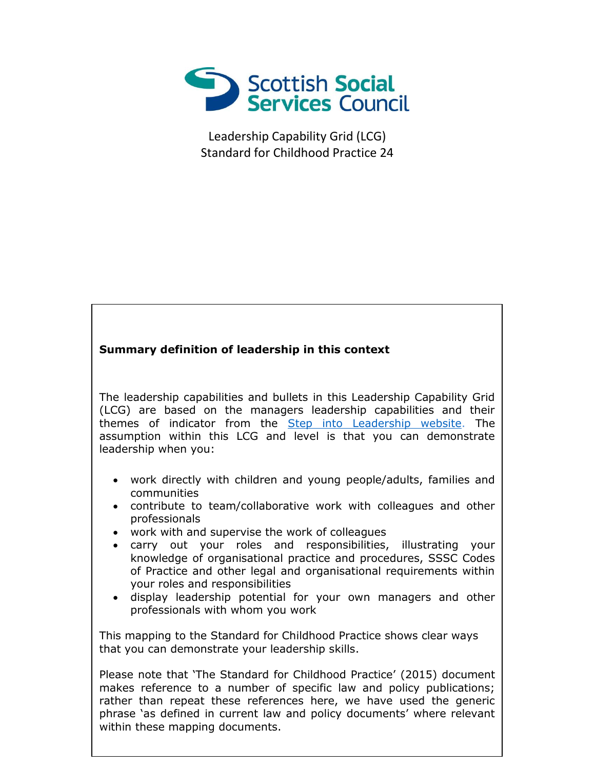Scottish Social Services Council

Leadership Capability Grid (LCG)
Standard for Childhood Practice 24

**Summary definition of leadership in this context**

The leadership capabilities and bullets in this Leadership Capability Grid (LCG) are based on the managers leadership capabilities and their themes of indicator from the [Step into Leadership website](). The assumption within this LCG and level is that you can demonstrate leadership when you:

- work directly with children and young people/adults, families and communities
- contribute to team/collaborative work with colleagues and other professionals
- work with and supervise the work of colleagues
- carry out your roles and responsibilities, illustrating your knowledge of organisational practice and procedures, SSSC Codes of Practice and other legal and organisational requirements within your roles and responsibilities
- display leadership potential for your own managers and other professionals with whom you work

This mapping to the Standard for Childhood Practice shows clear ways that you can demonstrate your leadership skills.

Please note that 'The Standard for Childhood Practice' (2015) document makes reference to a number of specific law and policy publications; rather than repeat these references here, we have used the generic phrase 'as defined in current law and policy documents' where relevant within these mapping documents.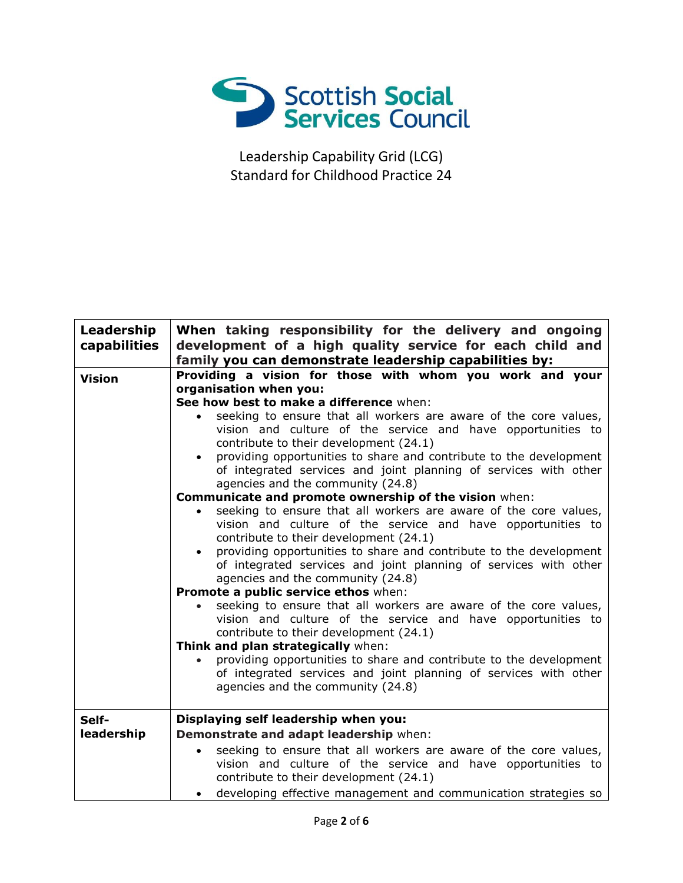Scottish Social Services Council

Leadership Capability Grid (LCG)
Standard for Childhood Practice 24

| Leadership capabilities | When taking responsibility for the delivery and ongoing development of a high quality service for each child and family you can demonstrate leadership capabilities by: |
| --- | --- |
| **Vision** | **Providing a vision for those with whom you work and your organisation when you:**<br>**See how best to make a difference** when:<br>• seeking to ensure that all workers are aware of the core values, vision and culture of the service and have opportunities to contribute to their development (24.1)<br>• providing opportunities to share and contribute to the development of integrated services and joint planning of services with other agencies and the community (24.8)<br>**Communicate and promote ownership of the vision** when:<br>• seeking to ensure that all workers are aware of the core values, vision and culture of the service and have opportunities to contribute to their development (24.1)<br>• providing opportunities to share and contribute to the development of integrated services and joint planning of services with other agencies and the community (24.8)<br>**Promote a public service ethos** when:<br>• seeking to ensure that all workers are aware of the core values, vision and culture of the service and have opportunities to contribute to their development (24.1)<br>**Think and plan strategically** when:<br>• providing opportunities to share and contribute to the development of integrated services and joint planning of services with other agencies and the community (24.8) |
| **Self-leadership** | **Displaying self leadership when you:**<br>**Demonstrate and adapt leadership** when:<br>• seeking to ensure that all workers are aware of the core values, vision and culture of the service and have opportunities to contribute to their development (24.1)<br>• developing effective management and communication strategies so |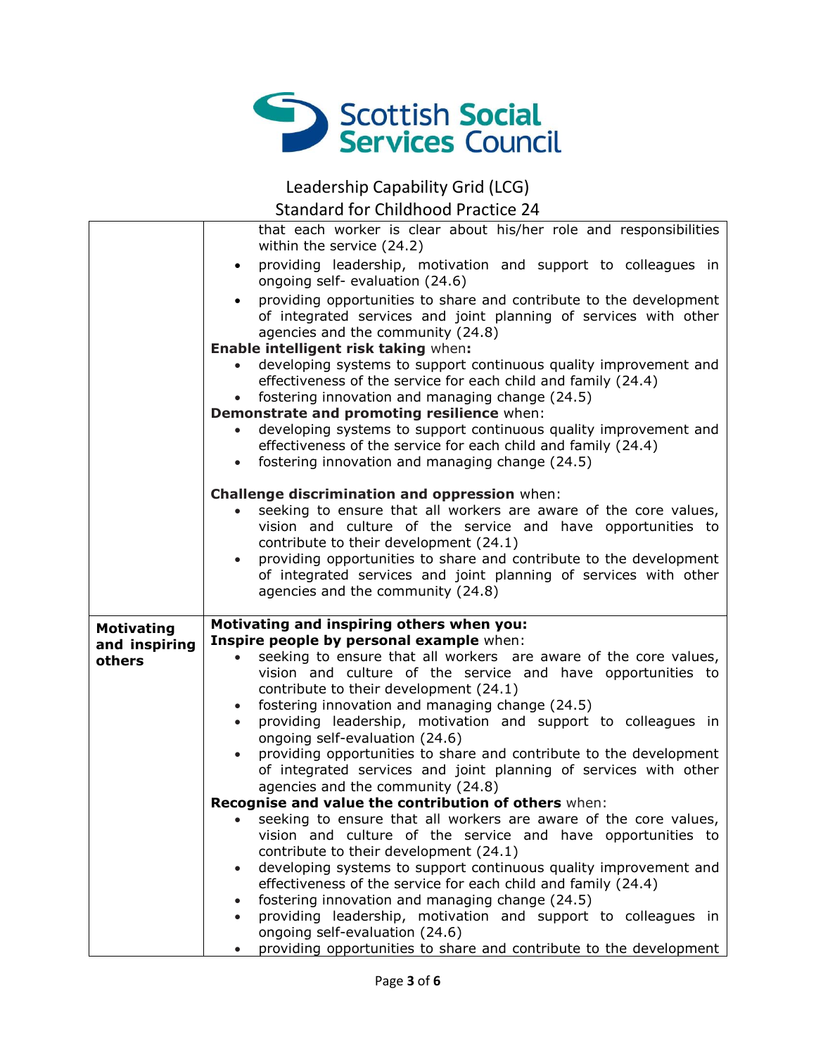Leadership Capability Grid (LCG)
Standard for Childhood Practice 24

| | |
|---|---|
| | that each worker is clear about his/her role and responsibilities within the service (24.2)<br>• providing leadership, motivation and support to colleagues in ongoing self- evaluation (24.6)<br>• providing opportunities to share and contribute to the development of integrated services and joint planning of services with other agencies and the community (24.8)<br>**Enable intelligent risk taking** when**:**<br>• developing systems to support continuous quality improvement and effectiveness of the service for each child and family (24.4)<br>• fostering innovation and managing change (24.5)<br>**Demonstrate and promoting resilience** when:<br>• developing systems to support continuous quality improvement and effectiveness of the service for each child and family (24.4)<br>• fostering innovation and managing change (24.5)<br><br>**Challenge discrimination and oppression** when:<br>• seeking to ensure that all workers are aware of the core values, vision and culture of the service and have opportunities to contribute to their development (24.1)<br>• providing opportunities to share and contribute to the development of integrated services and joint planning of services with other agencies and the community (24.8) |
| **Motivating and inspiring others** | **Motivating and inspiring others when you:**<br>**Inspire people by personal example** when:<br>• seeking to ensure that all workers are aware of the core values, vision and culture of the service and have opportunities to contribute to their development (24.1)<br>• fostering innovation and managing change (24.5)<br>• providing leadership, motivation and support to colleagues in ongoing self-evaluation (24.6)<br>• providing opportunities to share and contribute to the development of integrated services and joint planning of services with other agencies and the community (24.8)<br>**Recognise and value the contribution of others** when:<br>• seeking to ensure that all workers are aware of the core values, vision and culture of the service and have opportunities to contribute to their development (24.1)<br>• developing systems to support continuous quality improvement and effectiveness of the service for each child and family (24.4)<br>• fostering innovation and managing change (24.5)<br>• providing leadership, motivation and support to colleagues in ongoing self-evaluation (24.6)<br>• providing opportunities to share and contribute to the development |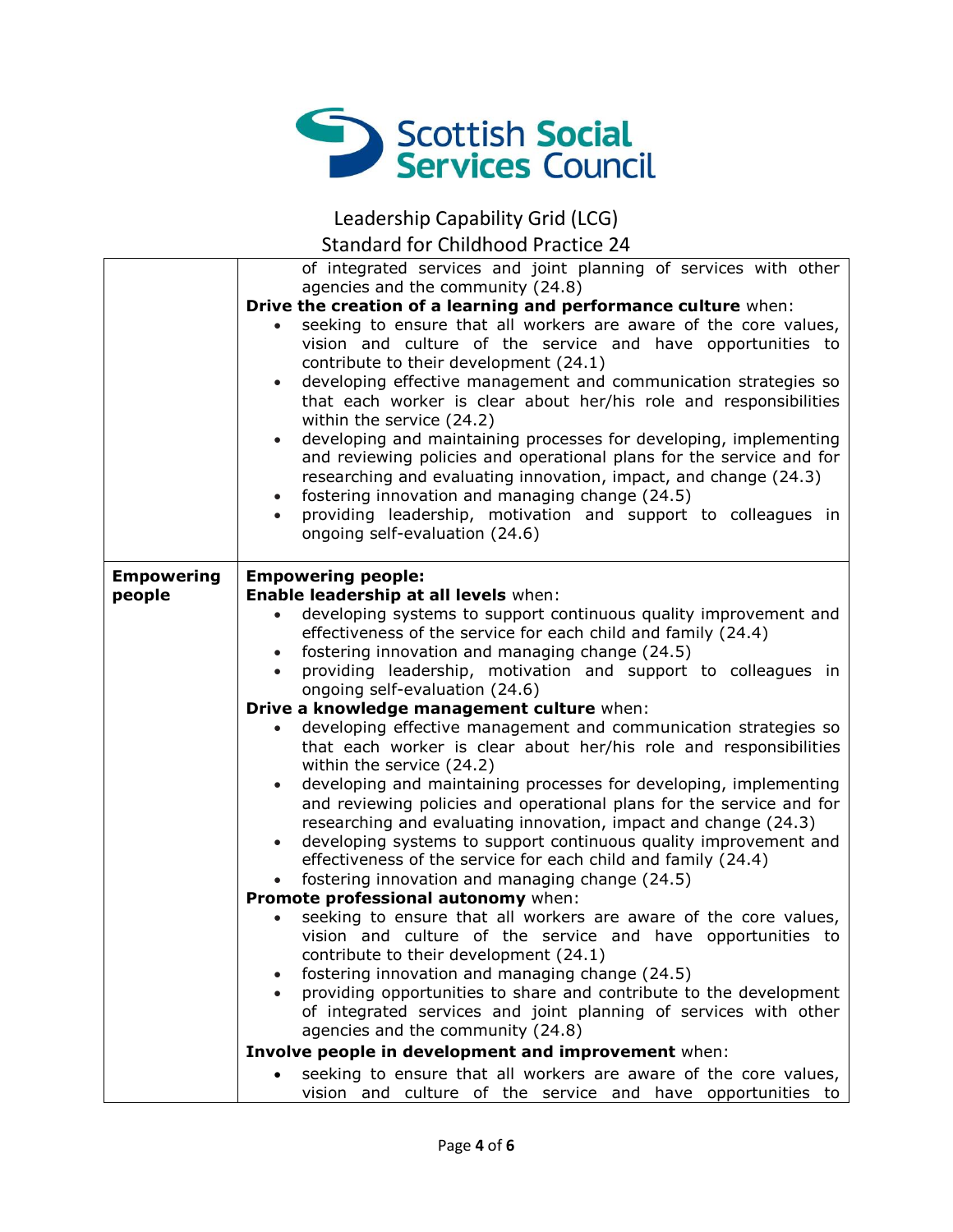| | |
|---|---|
| | of integrated services and joint planning of services with other agencies and the community (24.8)<br>**Drive the creation of a learning and performance culture** when:<br>• seeking to ensure that all workers are aware of the core values, vision and culture of the service and have opportunities to contribute to their development (24.1)<br>• developing effective management and communication strategies so that each worker is clear about her/his role and responsibilities within the service (24.2)<br>• developing and maintaining processes for developing, implementing and reviewing policies and operational plans for the service and for researching and evaluating innovation, impact, and change (24.3)<br>• fostering innovation and managing change (24.5)<br>• providing leadership, motivation and support to colleagues in ongoing self-evaluation (24.6) |
| **Empowering people** | **Empowering people:**<br>**Enable leadership at all levels** when:<br>• developing systems to support continuous quality improvement and effectiveness of the service for each child and family (24.4)<br>• fostering innovation and managing change (24.5)<br>• providing leadership, motivation and support to colleagues in ongoing self-evaluation (24.6)<br>**Drive a knowledge management culture** when:<br>• developing effective management and communication strategies so that each worker is clear about her/his role and responsibilities within the service (24.2)<br>• developing and maintaining processes for developing, implementing and reviewing policies and operational plans for the service and for researching and evaluating innovation, impact and change (24.3)<br>• developing systems to support continuous quality improvement and effectiveness of the service for each child and family (24.4)<br>• fostering innovation and managing change (24.5)<br>**Promote professional autonomy** when:<br>• seeking to ensure that all workers are aware of the core values, vision and culture of the service and have opportunities to contribute to their development (24.1)<br>• fostering innovation and managing change (24.5)<br>• providing opportunities to share and contribute to the development of integrated services and joint planning of services with other agencies and the community (24.8)<br>**Involve people in development and improvement** when:<br>• seeking to ensure that all workers are aware of the core values, vision and culture of the service and have opportunities to |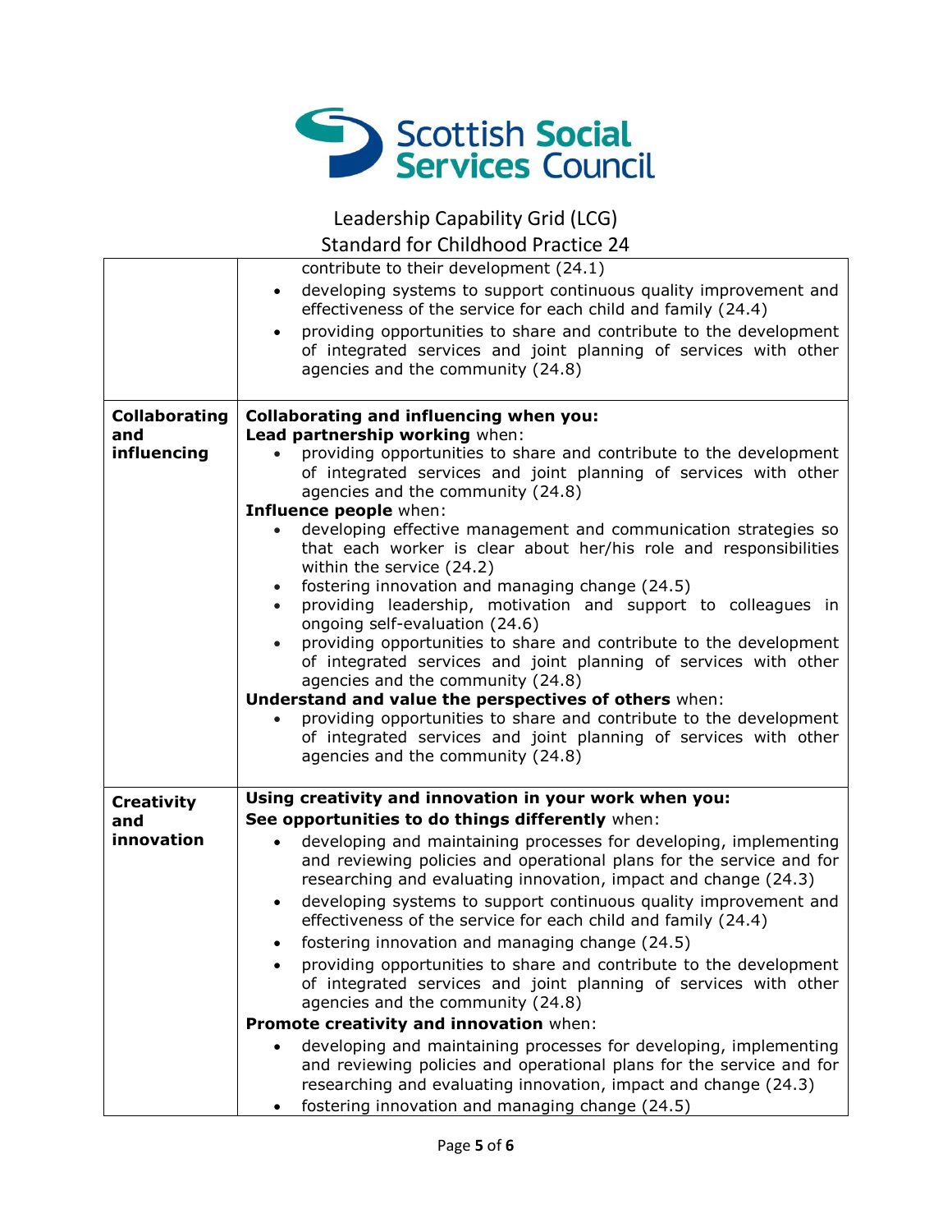Leadership Capability Grid (LCG)
Standard for Childhood Practice 24

| | |
|---|---|
| | contribute to their development (24.1)<br>• developing systems to support continuous quality improvement and effectiveness of the service for each child and family (24.4)<br>• providing opportunities to share and contribute to the development of integrated services and joint planning of services with other agencies and the community (24.8) |
| **Collaborating and influencing** | **Collaborating and influencing when you:**<br>**Lead partnership working** when:<br>• providing opportunities to share and contribute to the development of integrated services and joint planning of services with other agencies and the community (24.8)<br>**Influence people** when:<br>• developing effective management and communication strategies so that each worker is clear about her/his role and responsibilities within the service (24.2)<br>• fostering innovation and managing change (24.5)<br>• providing leadership, motivation and support to colleagues in ongoing self-evaluation (24.6)<br>• providing opportunities to share and contribute to the development of integrated services and joint planning of services with other agencies and the community (24.8)<br>**Understand and value the perspectives of others** when:<br>• providing opportunities to share and contribute to the development of integrated services and joint planning of services with other agencies and the community (24.8) |
| **Creativity and innovation** | **Using creativity and innovation in your work when you:**<br>**See opportunities to do things differently** when:<br>• developing and maintaining processes for developing, implementing and reviewing policies and operational plans for the service and for researching and evaluating innovation, impact and change (24.3)<br>• developing systems to support continuous quality improvement and effectiveness of the service for each child and family (24.4)<br>• fostering innovation and managing change (24.5)<br>• providing opportunities to share and contribute to the development of integrated services and joint planning of services with other agencies and the community (24.8)<br>**Promote creativity and innovation** when:<br>• developing and maintaining processes for developing, implementing and reviewing policies and operational plans for the service and for researching and evaluating innovation, impact and change (24.3)<br>• fostering innovation and managing change (24.5) |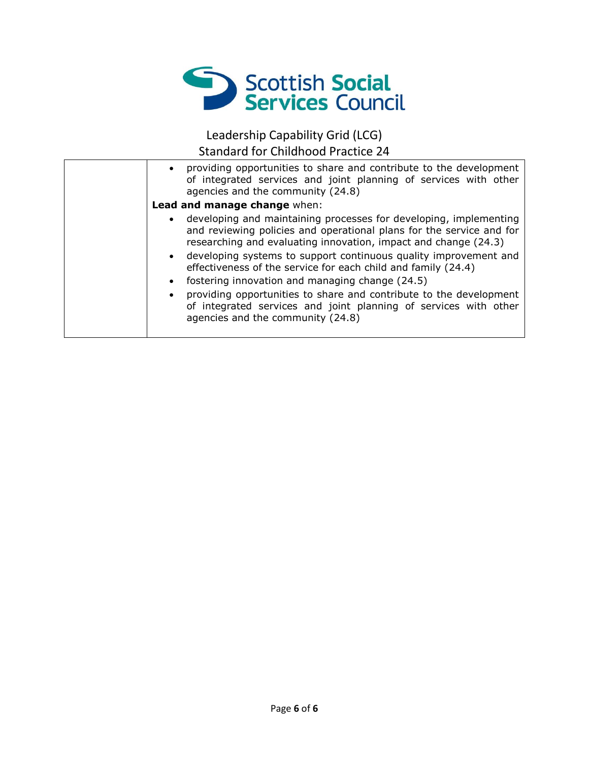| | |
|---|---|
| | • providing opportunities to share and contribute to the development of integrated services and joint planning of services with other agencies and the community (24.8)<br>**Lead and manage change** when:<br>• developing and maintaining processes for developing, implementing and reviewing policies and operational plans for the service and for researching and evaluating innovation, impact and change (24.3)<br>• developing systems to support continuous quality improvement and effectiveness of the service for each child and family (24.4)<br>• fostering innovation and managing change (24.5)<br>• providing opportunities to share and contribute to the development of integrated services and joint planning of services with other agencies and the community (24.8) |